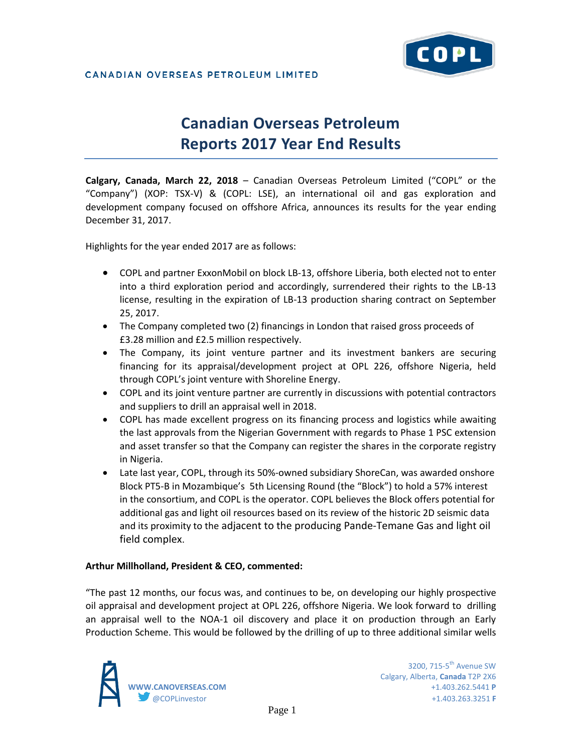CANADIAN OVERSEAS PETROLEUM LIMITED

# Canadian Overseas Petroleum Reports 2017 Year End Results

**Calgary, Canada, March 22, 2018** – Canadian Overseas Petroleum Limited ("COPL" or the "Company") (XOP: TSX-V) & (COPL: LSE), an international oil and gas exploration and development company focused on offshore Africa, announces its results for the year ending December 31, 2017.

Highlights for the year ended 2017 are as follows:

- COPL and partner ExxonMobil on block LB-13, offshore Liberia, both elected not to enter into a third exploration period and accordingly, surrendered their rights to the LB-13 license, resulting in the expiration of LB-13 production sharing contract on September 25, 2017.
- The Company completed two (2) financings in London that raised gross proceeds of £3.28 million and £2.5 million respectively.
- The Company, its joint venture partner and its investment bankers are securing financing for its appraisal/development project at OPL 226, offshore Nigeria, held through COPL's joint venture with Shoreline Energy.
- COPL and its joint venture partner are currently in discussions with potential contractors and suppliers to drill an appraisal well in 2018.
- COPL has made excellent progress on its financing process and logistics while awaiting the last approvals from the Nigerian Government with regards to Phase 1 PSC extension and asset transfer so that the Company can register the shares in the corporate registry in Nigeria.
- Late last year, COPL, through its 50%-owned subsidiary ShoreCan, was awarded onshore Block PT5-B in Mozambique's 5th Licensing Round (the "Block") to hold a 57% interest in the consortium, and COPL is the operator. COPL believes the Block offers potential for additional gas and light oil resources based on its review of the historic 2D seismic data and its proximity to the adjacent to the producing Pande-Temane Gas and light oil field complex.

**Arthur Millholland, President & CEO, commented:**

"The past 12 months, our focus was, and continues to be, on developing our highly prospective oil appraisal and development project at OPL 226, offshore Nigeria. We look forward to drilling an appraisal well to the NOA-1 oil discovery and place it on production through an Early Production Scheme. This would be followed by the drilling of up to three additional similar wells

WWW.CANOVERSEAS.COM
@COPLinvestor

3200, 715-5th Avenue SW
Calgary, Alberta, **Canada** T2P 2X6
+1.403.262.5441 **P**
+1.403.263.3251 **F**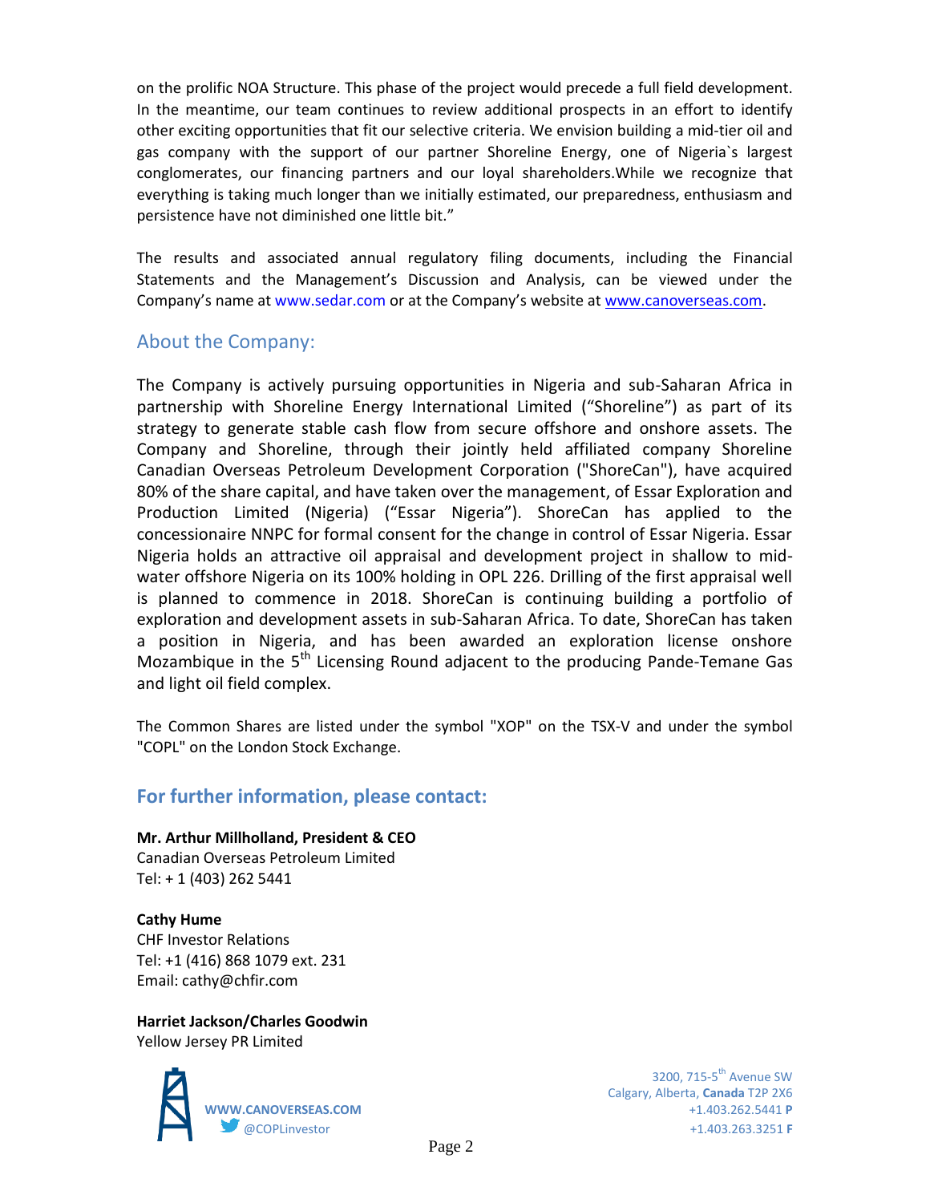on the prolific NOA Structure. This phase of the project would precede a full field development. In the meantime, our team continues to review additional prospects in an effort to identify other exciting opportunities that fit our selective criteria. We envision building a mid-tier oil and gas company with the support of our partner Shoreline Energy, one of Nigeria`s largest conglomerates, our financing partners and our loyal shareholders.While we recognize that everything is taking much longer than we initially estimated, our preparedness, enthusiasm and persistence have not diminished one little bit."

The results and associated annual regulatory filing documents, including the Financial Statements and the Management's Discussion and Analysis, can be viewed under the Company's name at www.sedar.com or at the Company's website at www.canoverseas.com.

## About the Company:

The Company is actively pursuing opportunities in Nigeria and sub-Saharan Africa in partnership with Shoreline Energy International Limited ("Shoreline") as part of its strategy to generate stable cash flow from secure offshore and onshore assets. The Company and Shoreline, through their jointly held affiliated company Shoreline Canadian Overseas Petroleum Development Corporation ("ShoreCan"), have acquired 80% of the share capital, and have taken over the management, of Essar Exploration and Production Limited (Nigeria) ("Essar Nigeria"). ShoreCan has applied to the concessionaire NNPC for formal consent for the change in control of Essar Nigeria. Essar Nigeria holds an attractive oil appraisal and development project in shallow to mid-water offshore Nigeria on its 100% holding in OPL 226. Drilling of the first appraisal well is planned to commence in 2018. ShoreCan is continuing building a portfolio of exploration and development assets in sub-Saharan Africa. To date, ShoreCan has taken a position in Nigeria, and has been awarded an exploration license onshore Mozambique in the 5th Licensing Round adjacent to the producing Pande-Temane Gas and light oil field complex.

The Common Shares are listed under the symbol "XOP" on the TSX-V and under the symbol "COPL" on the London Stock Exchange.

## For further information, please contact:

**Mr. Arthur Millholland, President & CEO**
Canadian Overseas Petroleum Limited
Tel: + 1 (403) 262 5441

**Cathy Hume**
CHF Investor Relations
Tel: +1 (416) 868 1079 ext. 231
Email: cathy@chfir.com

**Harriet Jackson/Charles Goodwin**
Yellow Jersey PR Limited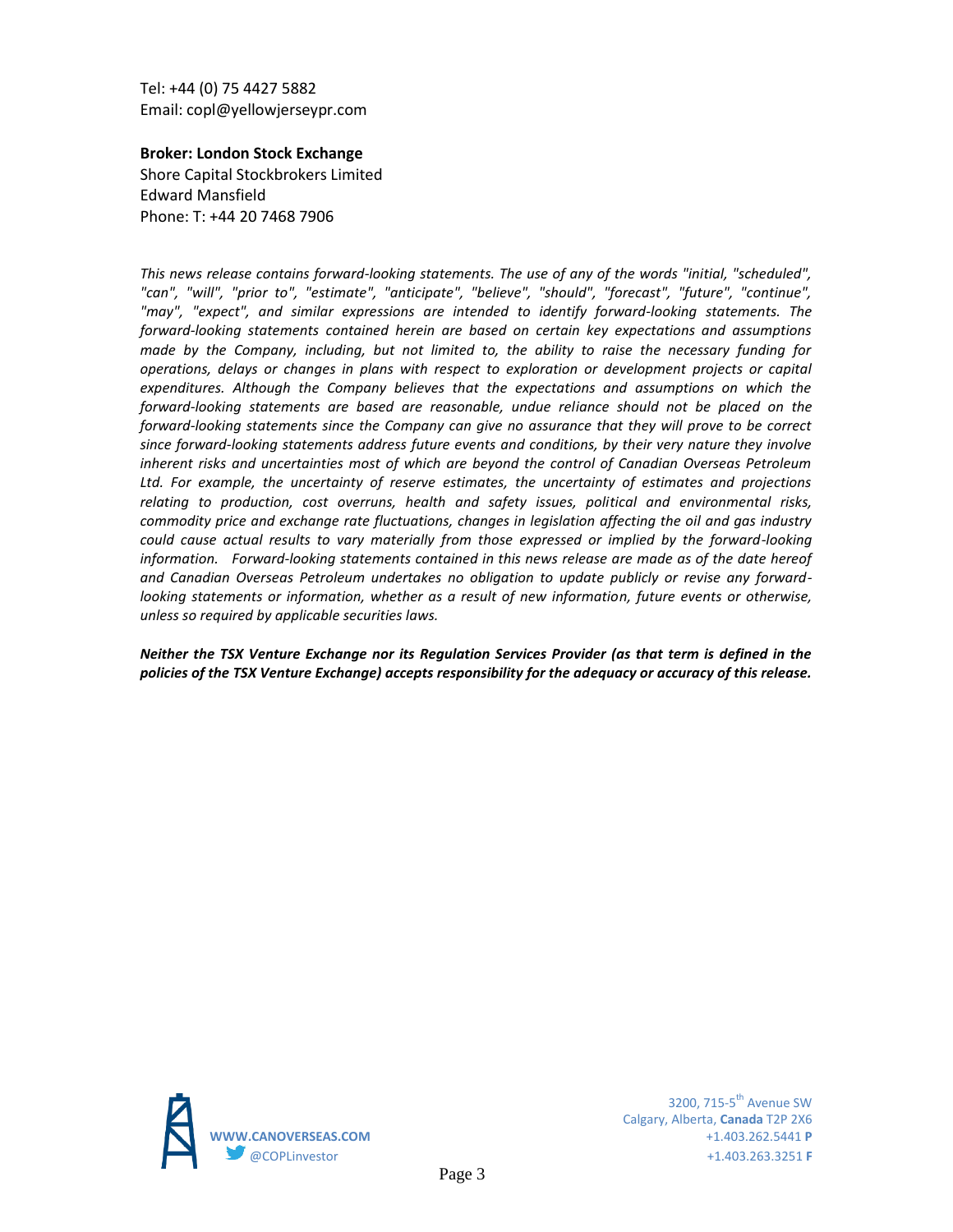Tel: +44 (0) 75 4427 5882
Email: copl@yellowjerseypr.com

**Broker: London Stock Exchange**
Shore Capital Stockbrokers Limited
Edward Mansfield
Phone: T: +44 20 7468 7906

*This news release contains forward-looking statements. The use of any of the words "initial, "scheduled", "can", "will", "prior to", "estimate", "anticipate", "believe", "should", "forecast", "future", "continue", "may", "expect", and similar expressions are intended to identify forward-looking statements. The forward-looking statements contained herein are based on certain key expectations and assumptions made by the Company, including, but not limited to, the ability to raise the necessary funding for operations, delays or changes in plans with respect to exploration or development projects or capital expenditures. Although the Company believes that the expectations and assumptions on which the forward-looking statements are based are reasonable, undue reliance should not be placed on the forward-looking statements since the Company can give no assurance that they will prove to be correct since forward-looking statements address future events and conditions, by their very nature they involve inherent risks and uncertainties most of which are beyond the control of Canadian Overseas Petroleum Ltd. For example, the uncertainty of reserve estimates, the uncertainty of estimates and projections relating to production, cost overruns, health and safety issues, political and environmental risks, commodity price and exchange rate fluctuations, changes in legislation affecting the oil and gas industry could cause actual results to vary materially from those expressed or implied by the forward-looking information. Forward-looking statements contained in this news release are made as of the date hereof and Canadian Overseas Petroleum undertakes no obligation to update publicly or revise any forward-looking statements or information, whether as a result of new information, future events or otherwise, unless so required by applicable securities laws.*

***Neither the TSX Venture Exchange nor its Regulation Services Provider (as that term is defined in the policies of the TSX Venture Exchange) accepts responsibility for the adequacy or accuracy of this release.***